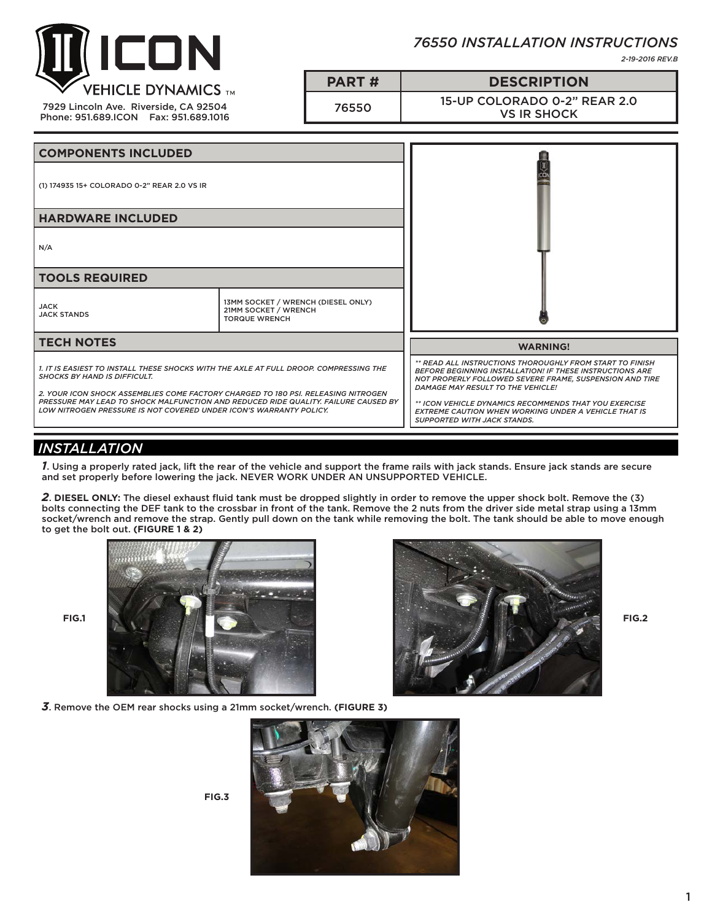ICON VEHICLE DYNAMICS™

7929 Lincoln Ave. Riverside, CA 92504
Phone: 951.689.ICON Fax: 951.689.1016

# *76550 INSTALLATION INSTRUCTIONS*

*2-19-2016 REV.B*

| PART # | DESCRIPTION |
| --- | --- |
| 76550 | 15-UP COLORADO 0-2" REAR 2.0 VS IR SHOCK |

## COMPONENTS INCLUDED

(1) 174935 15+ COLORADO 0-2" REAR 2.0 VS IR

## HARDWARE INCLUDED

N/A

## TOOLS REQUIRED

| | |
| --- | --- |
| JACK<br>JACK STANDS | 13MM SOCKET / WRENCH (DIESEL ONLY)<br>21MM SOCKET / WRENCH<br>TORQUE WRENCH |

## TECH NOTES

*1. IT IS EASIEST TO INSTALL THESE SHOCKS WITH THE AXLE AT FULL DROOP. COMPRESSING THE SHOCKS BY HAND IS DIFFICULT.*

*2. YOUR ICON SHOCK ASSEMBLIES COME FACTORY CHARGED TO 180 PSI. RELEASING NITROGEN PRESSURE MAY LEAD TO SHOCK MALFUNCTION AND REDUCED RIDE QUALITY. FAILURE CAUSED BY LOW NITROGEN PRESSURE IS NOT COVERED UNDER ICON'S WARRANTY POLICY.*

## WARNING!

*\*\* READ ALL INSTRUCTIONS THOROUGHLY FROM START TO FINISH BEFORE BEGINNING INSTALLATION! IF THESE INSTRUCTIONS ARE NOT PROPERLY FOLLOWED SEVERE FRAME, SUSPENSION AND TIRE DAMAGE MAY RESULT TO THE VEHICLE!*

*\*\* ICON VEHICLE DYNAMICS RECOMMENDS THAT YOU EXERCISE EXTREME CAUTION WHEN WORKING UNDER A VEHICLE THAT IS SUPPORTED WITH JACK STANDS.*

## *INSTALLATION*

***1***. Using a properly rated jack, lift the rear of the vehicle and support the frame rails with jack stands. Ensure jack stands are secure and set properly before lowering the jack. NEVER WORK UNDER AN UNSUPPORTED VEHICLE.

***2***. **DIESEL ONLY:** The diesel exhaust fluid tank must be dropped slightly in order to remove the upper shock bolt. Remove the (3) bolts connecting the DEF tank to the crossbar in front of the tank. Remove the 2 nuts from the driver side metal strap using a 13mm socket/wrench and remove the strap. Gently pull down on the tank while removing the bolt. The tank should be able to move enough to get the bolt out. **(FIGURE 1 & 2)**

**FIG.1**

**FIG.2**

***3***. Remove the OEM rear shocks using a 21mm socket/wrench. **(FIGURE 3)**

**FIG.3**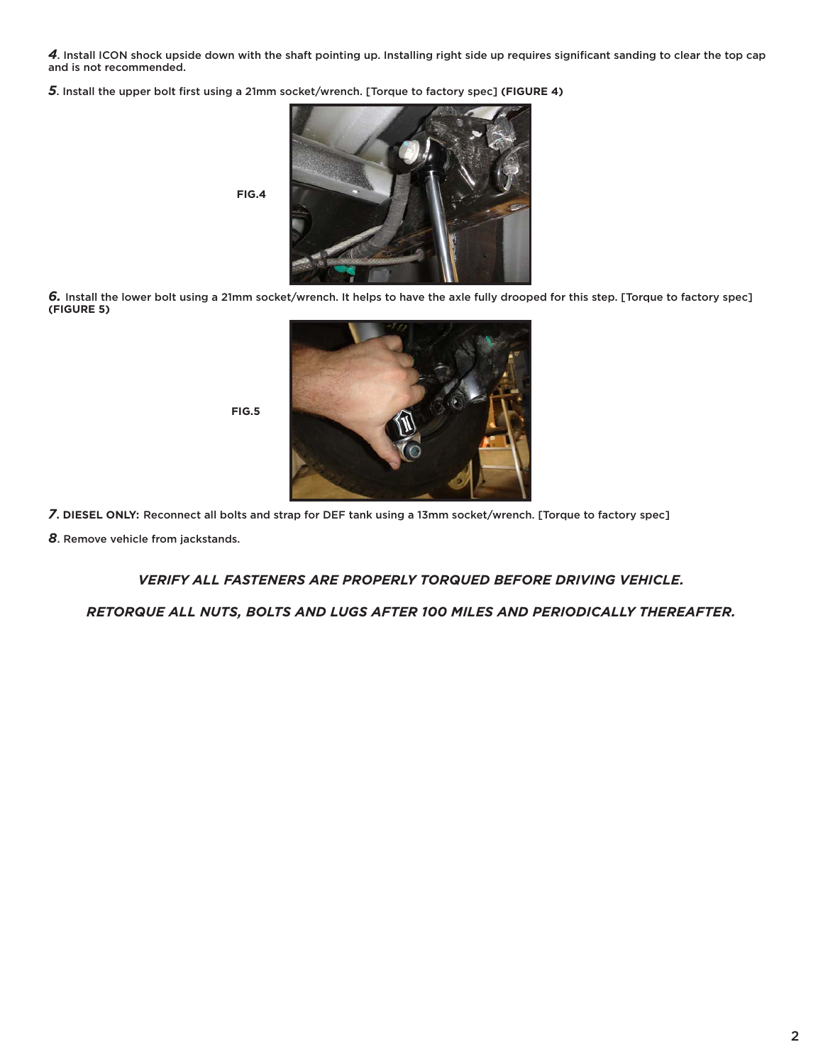***4***. Install ICON shock upside down with the shaft pointing up. Installing right side up requires significant sanding to clear the top cap and is not recommended.

***5***. Install the upper bolt first using a 21mm socket/wrench. [Torque to factory spec] **(FIGURE 4)**

FIG.4

***6.*** Install the lower bolt using a 21mm socket/wrench. It helps to have the axle fully drooped for this step. [Torque to factory spec] **(FIGURE 5)**

FIG.5

***7***. **DIESEL ONLY:** Reconnect all bolts and strap for DEF tank using a 13mm socket/wrench. [Torque to factory spec]

***8***. Remove vehicle from jackstands.

***VERIFY ALL FASTENERS ARE PROPERLY TORQUED BEFORE DRIVING VEHICLE.***

***RETORQUE ALL NUTS, BOLTS AND LUGS AFTER 100 MILES AND PERIODICALLY THEREAFTER.***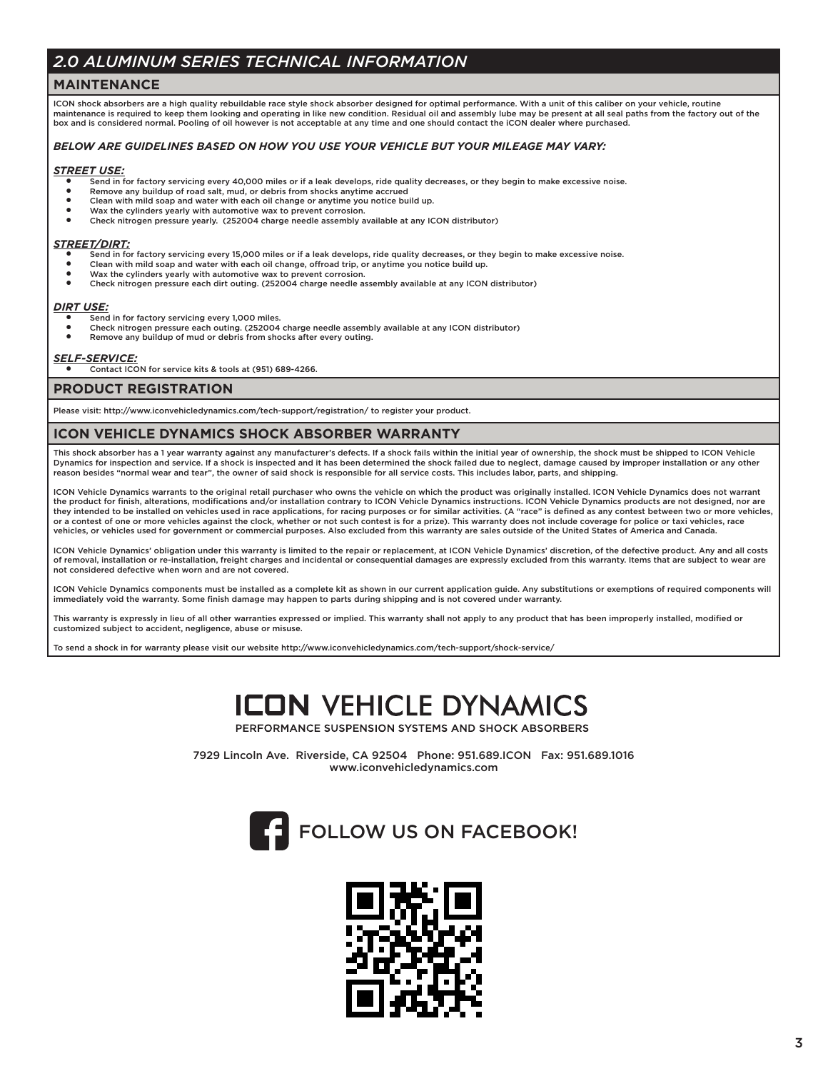# *2.0 ALUMINUM SERIES TECHNICAL INFORMATION*

## MAINTENANCE

ICON shock absorbers are a high quality rebuildable race style shock absorber designed for optimal performance. With a unit of this caliber on your vehicle, routine maintenance is required to keep them looking and operating in like new condition. Residual oil and assembly lube may be present at all seal paths from the factory out of the box and is considered normal. Pooling of oil however is not acceptable at any time and one should contact the iCON dealer where purchased.

***BELOW ARE GUIDELINES BASED ON HOW YOU USE YOUR VEHICLE BUT YOUR MILEAGE MAY VARY:***

***STREET USE:***

- Send in for factory servicing every 40,000 miles or if a leak develops, ride quality decreases, or they begin to make excessive noise.
- Remove any buildup of road salt, mud, or debris from shocks anytime accrued
- Clean with mild soap and water with each oil change or anytime you notice build up.
- Wax the cylinders yearly with automotive wax to prevent corrosion.
- Check nitrogen pressure yearly. (252004 charge needle assembly available at any ICON distributor)

***STREET/DIRT:***

- Send in for factory servicing every 15,000 miles or if a leak develops, ride quality decreases, or they begin to make excessive noise.
- Clean with mild soap and water with each oil change, offroad trip, or anytime you notice build up.
- Wax the cylinders yearly with automotive wax to prevent corrosion.
- Check nitrogen pressure each dirt outing. (252004 charge needle assembly available at any ICON distributor)

***DIRT USE:***

- Send in for factory servicing every 1,000 miles.
- Check nitrogen pressure each outing. (252004 charge needle assembly available at any ICON distributor)
- Remove any buildup of mud or debris from shocks after every outing.

***SELF-SERVICE:***

- Contact ICON for service kits & tools at (951) 689-4266.

## PRODUCT REGISTRATION

Please visit: http://www.iconvehicledynamics.com/tech-support/registration/ to register your product.

## ICON VEHICLE DYNAMICS SHOCK ABSORBER WARRANTY

This shock absorber has a 1 year warranty against any manufacturer's defects. If a shock fails within the initial year of ownership, the shock must be shipped to ICON Vehicle Dynamics for inspection and service. If a shock is inspected and it has been determined the shock failed due to neglect, damage caused by improper installation or any other reason besides "normal wear and tear", the owner of said shock is responsible for all service costs. This includes labor, parts, and shipping.

ICON Vehicle Dynamics warrants to the original retail purchaser who owns the vehicle on which the product was originally installed. ICON Vehicle Dynamics does not warrant the product for finish, alterations, modifications and/or installation contrary to ICON Vehicle Dynamics instructions. ICON Vehicle Dynamics products are not designed, nor are they intended to be installed on vehicles used in race applications, for racing purposes or for similar activities. (A "race" is defined as any contest between two or more vehicles, or a contest of one or more vehicles against the clock, whether or not such contest is for a prize). This warranty does not include coverage for police or taxi vehicles, race vehicles, or vehicles used for government or commercial purposes. Also excluded from this warranty are sales outside of the United States of America and Canada.

ICON Vehicle Dynamics' obligation under this warranty is limited to the repair or replacement, at ICON Vehicle Dynamics' discretion, of the defective product. Any and all costs of removal, installation or re-installation, freight charges and incidental or consequential damages are expressly excluded from this warranty. Items that are subject to wear are not considered defective when worn and are not covered.

ICON Vehicle Dynamics components must be installed as a complete kit as shown in our current application guide. Any substitutions or exemptions of required components will immediately void the warranty. Some finish damage may happen to parts during shipping and is not covered under warranty.

This warranty is expressly in lieu of all other warranties expressed or implied. This warranty shall not apply to any product that has been improperly installed, modified or customized subject to accident, negligence, abuse or misuse.

To send a shock in for warranty please visit our website http://www.iconvehicledynamics.com/tech-support/shock-service/

ICON VEHICLE DYNAMICS

PERFORMANCE SUSPENSION SYSTEMS AND SHOCK ABSORBERS

7929 Lincoln Ave. Riverside, CA 92504 Phone: 951.689.ICON Fax: 951.689.1016
www.iconvehicledynamics.com

FOLLOW US ON FACEBOOK!